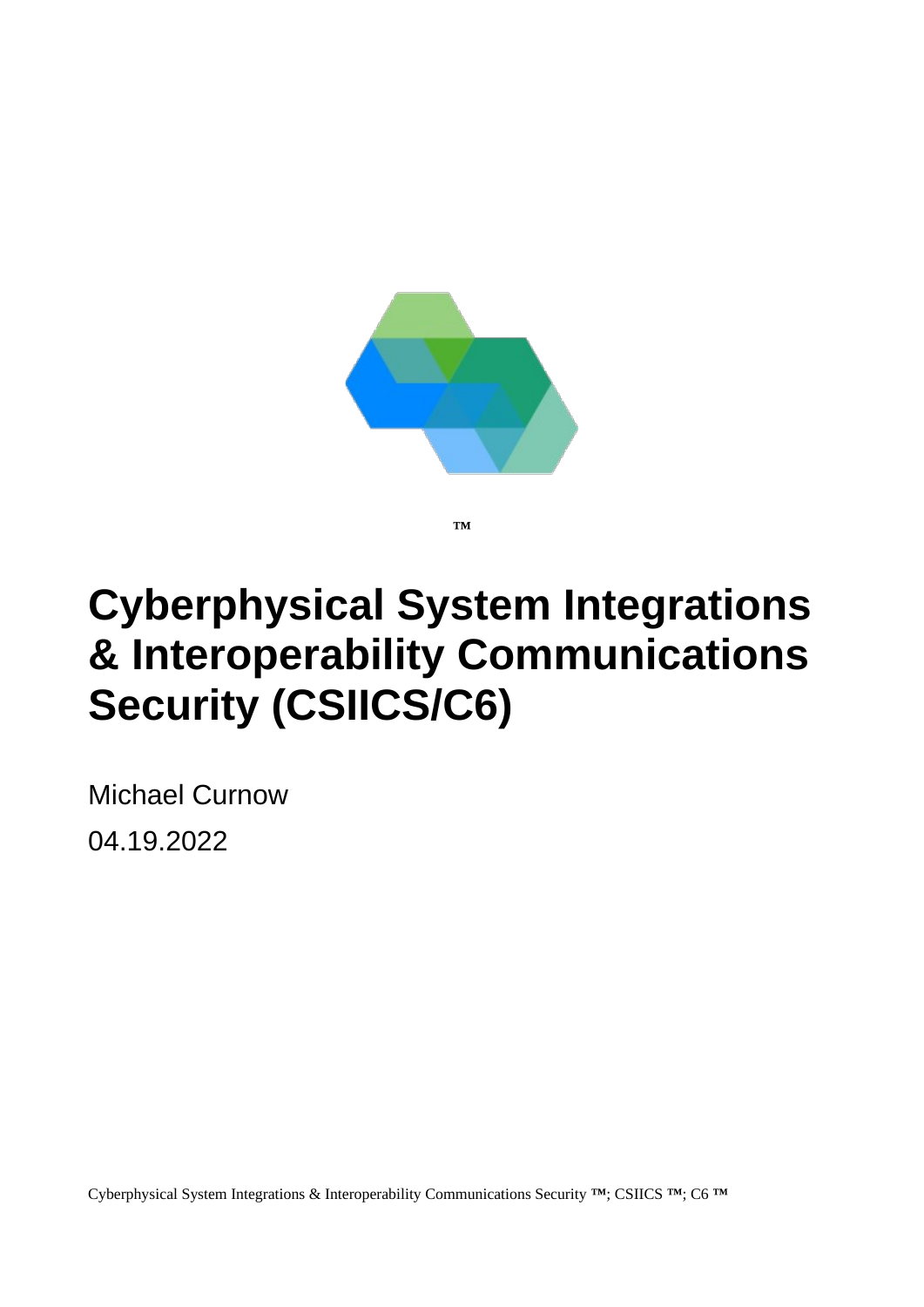™

# Cyberphysical System Integrations & Interoperability Communications Security (CSIICS/C6)

Michael Curnow

04.19.2022

Cyberphysical System Integrations & Interoperability Communications Security ™; CSIICS ™; C6 ™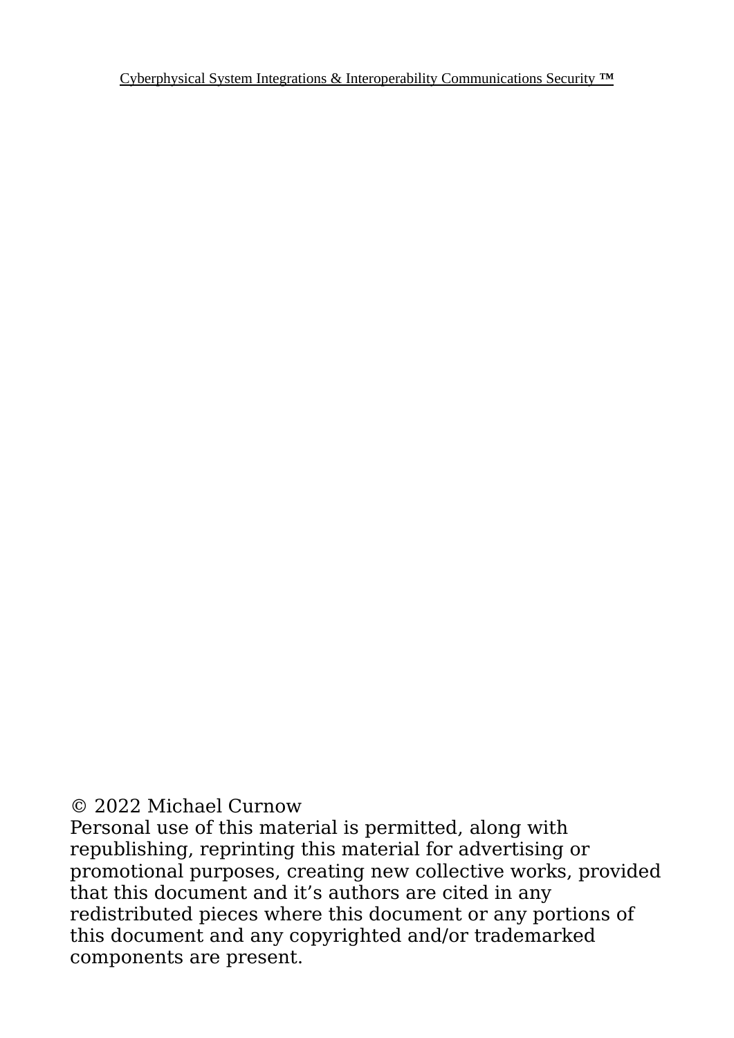© 2022 Michael Curnow
Personal use of this material is permitted, along with republishing, reprinting this material for advertising or promotional purposes, creating new collective works, provided that this document and it's authors are cited in any redistributed pieces where this document or any portions of this document and any copyrighted and/or trademarked components are present.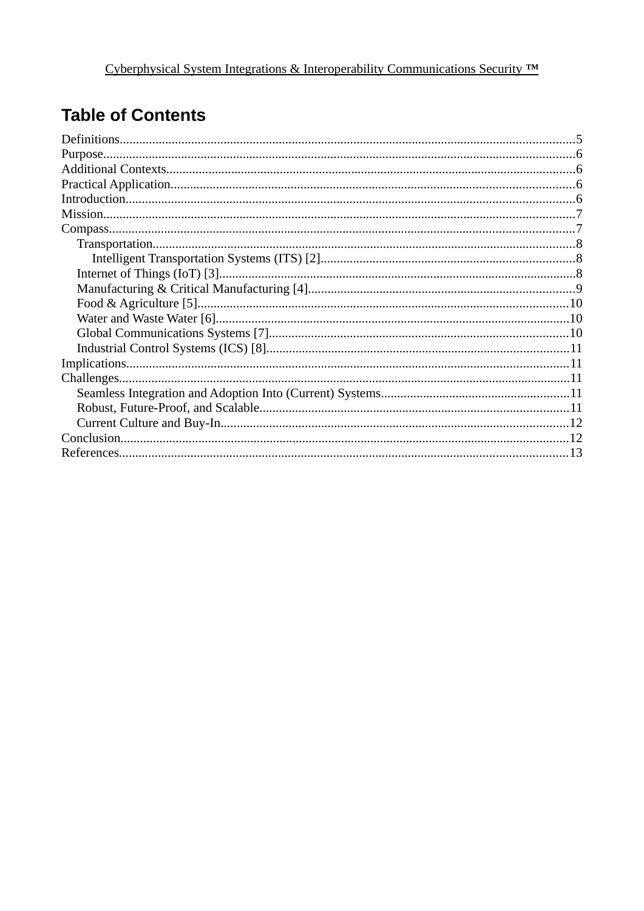Cyberphysical System Integrations & Interoperability Communications Security ™

# Table of Contents

Definitions....................................................................................................................................5
Purpose.........................................................................................................................................6
Additional Contexts......................................................................................................................6
Practical Application.....................................................................................................................6
Introduction...................................................................................................................................6
Mission..........................................................................................................................................7
Compass........................................................................................................................................7
- Transportation..........................................................................................................................8
  - Intelligent Transportation Systems (ITS) [2].......................................................................8
- Internet of Things (IoT) [3]......................................................................................................8
- Manufacturing & Critical Manufacturing [4]...........................................................................9
- Food & Agriculture [5]...........................................................................................................10
- Water and Waste Water [6].....................................................................................................10
- Global Communications Systems [7].....................................................................................10
- Industrial Control Systems (ICS) [8].....................................................................................11

Implications.................................................................................................................................11
Challenges...................................................................................................................................11
- Seamless Integration and Adoption Into (Current) Systems...................................................11
- Robust, Future-Proof, and Scalable........................................................................................11
- Current Culture and Buy-In....................................................................................................12

Conclusion...................................................................................................................................12
References...................................................................................................................................13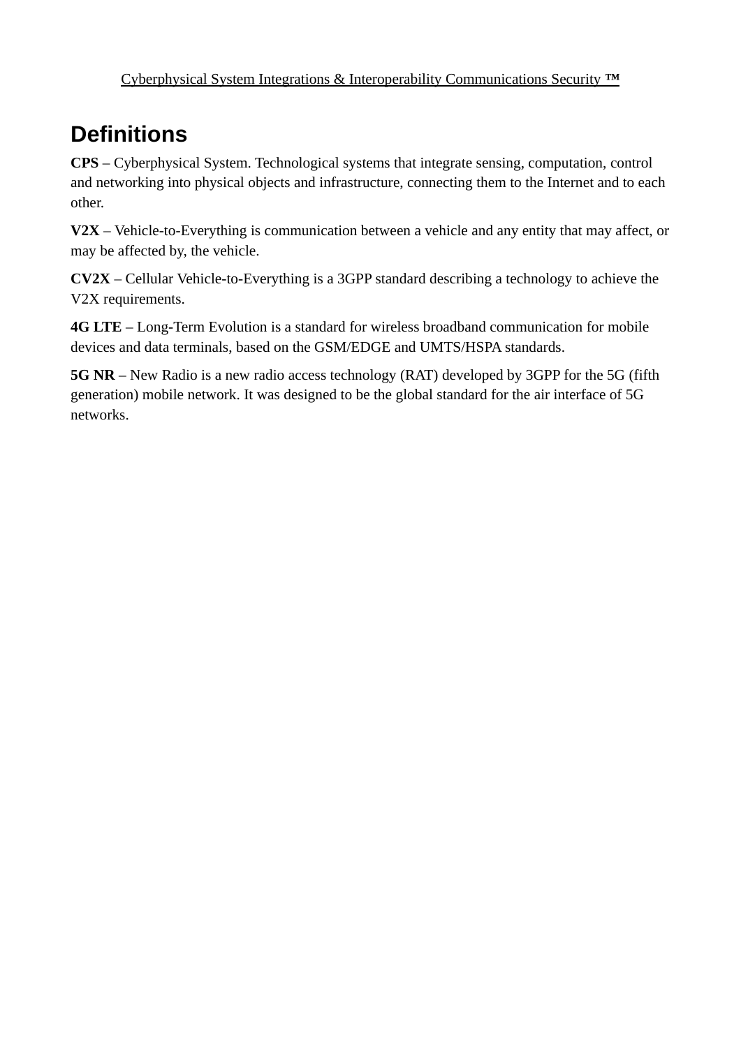# Definitions

**CPS** – Cyberphysical System. Technological systems that integrate sensing, computation, control and networking into physical objects and infrastructure, connecting them to the Internet and to each other.

**V2X** – Vehicle-to-Everything is communication between a vehicle and any entity that may affect, or may be affected by, the vehicle.

**CV2X** – Cellular Vehicle-to-Everything is a 3GPP standard describing a technology to achieve the V2X requirements.

**4G LTE** – Long-Term Evolution is a standard for wireless broadband communication for mobile devices and data terminals, based on the GSM/EDGE and UMTS/HSPA standards.

**5G NR** – New Radio is a new radio access technology (RAT) developed by 3GPP for the 5G (fifth generation) mobile network. It was designed to be the global standard for the air interface of 5G networks.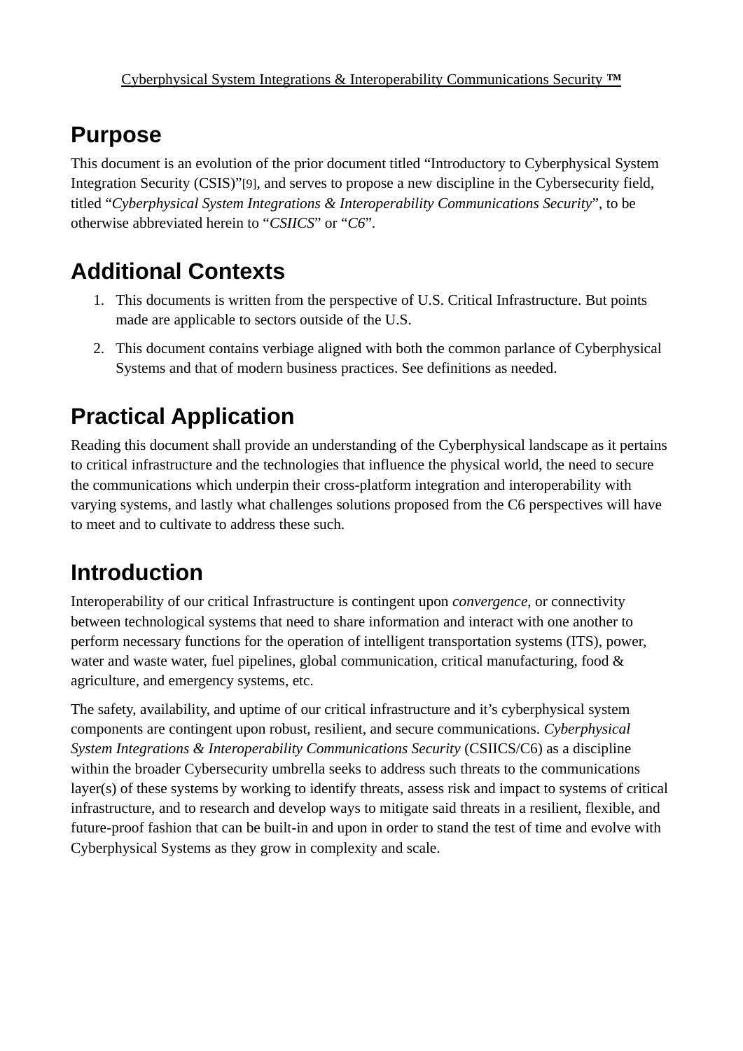Cyberphysical System Integrations & Interoperability Communications Security ™

# Purpose

This document is an evolution of the prior document titled "Introductory to Cyberphysical System Integration Security (CSIS)"[9], and serves to propose a new discipline in the Cybersecurity field, titled "*Cyberphysical System Integrations & Interoperability Communications Security*", to be otherwise abbreviated herein to "*CSIICS*" or "*C6*".

# Additional Contexts

1. This documents is written from the perspective of U.S. Critical Infrastructure. But points made are applicable to sectors outside of the U.S.
2. This document contains verbiage aligned with both the common parlance of Cyberphysical Systems and that of modern business practices. See definitions as needed.

# Practical Application

Reading this document shall provide an understanding of the Cyberphysical landscape as it pertains to critical infrastructure and the technologies that influence the physical world, the need to secure the communications which underpin their cross-platform integration and interoperability with varying systems, and lastly what challenges solutions proposed from the C6 perspectives will have to meet and to cultivate to address these such.

# Introduction

Interoperability of our critical Infrastructure is contingent upon *convergence*, or connectivity between technological systems that need to share information and interact with one another to perform necessary functions for the operation of intelligent transportation systems (ITS), power, water and waste water, fuel pipelines, global communication, critical manufacturing, food & agriculture, and emergency systems, etc.

The safety, availability, and uptime of our critical infrastructure and it's cyberphysical system components are contingent upon robust, resilient, and secure communications. *Cyberphysical System Integrations & Interoperability Communications Security* (CSIICS/C6) as a discipline within the broader Cybersecurity umbrella seeks to address such threats to the communications layer(s) of these systems by working to identify threats, assess risk and impact to systems of critical infrastructure, and to research and develop ways to mitigate said threats in a resilient, flexible, and future-proof fashion that can be built-in and upon in order to stand the test of time and evolve with Cyberphysical Systems as they grow in complexity and scale.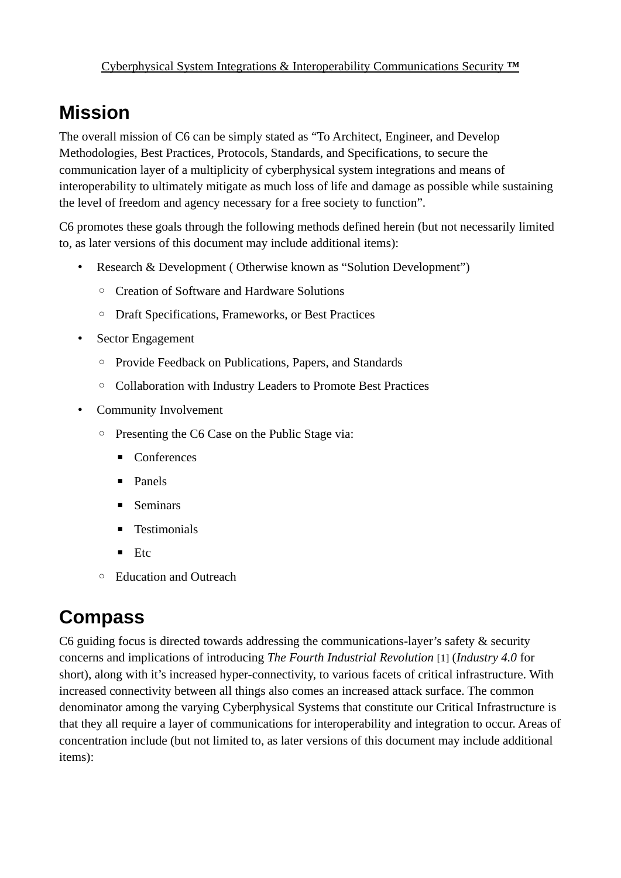Cyberphysical System Integrations & Interoperability Communications Security ™

# Mission

The overall mission of C6 can be simply stated as "To Architect, Engineer, and Develop Methodologies, Best Practices, Protocols, Standards, and Specifications, to secure the communication layer of a multiplicity of cyberphysical system integrations and means of interoperability to ultimately mitigate as much loss of life and damage as possible while sustaining the level of freedom and agency necessary for a free society to function".

C6 promotes these goals through the following methods defined herein (but not necessarily limited to, as later versions of this document may include additional items):

- Research & Development ( Otherwise known as "Solution Development")
  - Creation of Software and Hardware Solutions
  - Draft Specifications, Frameworks, or Best Practices
- Sector Engagement
  - Provide Feedback on Publications, Papers, and Standards
  - Collaboration with Industry Leaders to Promote Best Practices
- Community Involvement
  - Presenting the C6 Case on the Public Stage via:
    - Conferences
    - Panels
    - Seminars
    - Testimonials
    - Etc
  - Education and Outreach

# Compass

C6 guiding focus is directed towards addressing the communications-layer's safety & security concerns and implications of introducing *The Fourth Industrial Revolution* [1] (*Industry 4.0* for short), along with it's increased hyper-connectivity, to various facets of critical infrastructure. With increased connectivity between all things also comes an increased attack surface. The common denominator among the varying Cyberphysical Systems that constitute our Critical Infrastructure is that they all require a layer of communications for interoperability and integration to occur. Areas of concentration include (but not limited to, as later versions of this document may include additional items):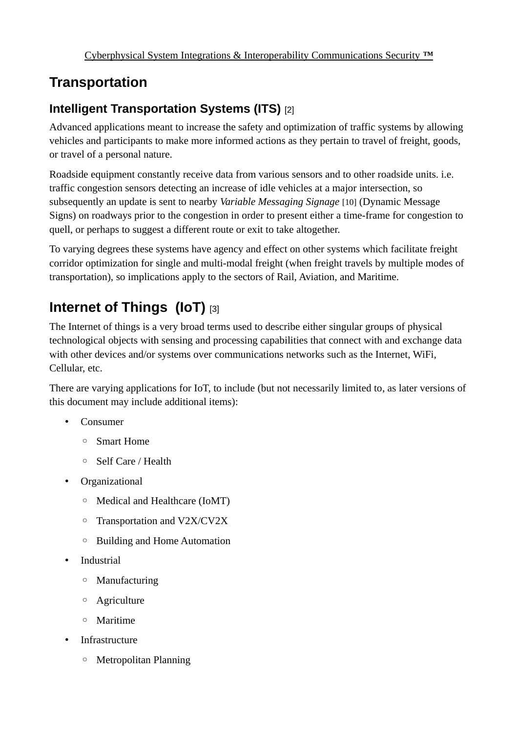# Transportation

## Intelligent Transportation Systems (ITS) [2]

Advanced applications meant to increase the safety and optimization of traffic systems by allowing vehicles and participants to make more informed actions as they pertain to travel of freight, goods, or travel of a personal nature.

Roadside equipment constantly receive data from various sensors and to other roadside units. i.e. traffic congestion sensors detecting an increase of idle vehicles at a major intersection, so subsequently an update is sent to nearby *Variable Messaging Signage* [10] (Dynamic Message Signs) on roadways prior to the congestion in order to present either a time-frame for congestion to quell, or perhaps to suggest a different route or exit to take altogether.

To varying degrees these systems have agency and effect on other systems which facilitate freight corridor optimization for single and multi-modal freight (when freight travels by multiple modes of transportation), so implications apply to the sectors of Rail, Aviation, and Maritime.

# Internet of Things (IoT) [3]

The Internet of things is a very broad terms used to describe either singular groups of physical technological objects with sensing and processing capabilities that connect with and exchange data with other devices and/or systems over communications networks such as the Internet, WiFi, Cellular, etc.

There are varying applications for IoT, to include (but not necessarily limited to, as later versions of this document may include additional items):

- Consumer
  - Smart Home
  - Self Care / Health
- Organizational
  - Medical and Healthcare (IoMT)
  - Transportation and V2X/CV2X
  - Building and Home Automation
- Industrial
  - Manufacturing
  - Agriculture
  - Maritime
- Infrastructure
  - Metropolitan Planning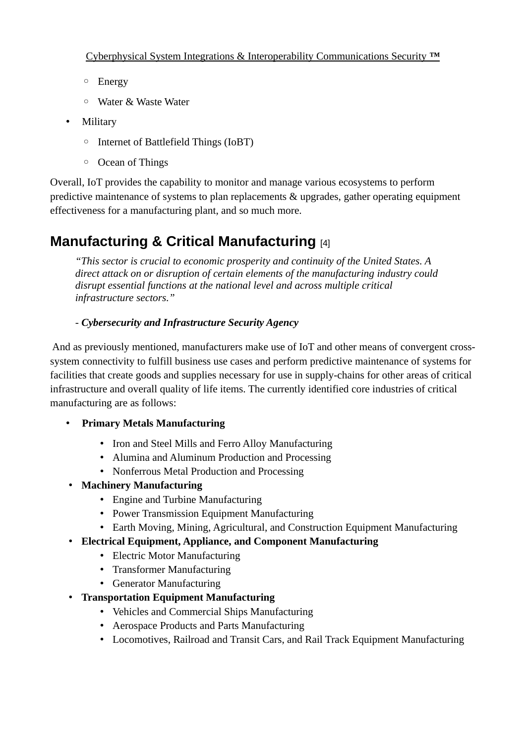- Energy
  - Water & Waste Water
- Military
  - Internet of Battlefield Things (IoBT)
  - Ocean of Things

Overall, IoT provides the capability to monitor and manage various ecosystems to perform predictive maintenance of systems to plan replacements & upgrades, gather operating equipment effectiveness for a manufacturing plant, and so much more.

## Manufacturing & Critical Manufacturing [4]

> *"This sector is crucial to economic prosperity and continuity of the United States. A direct attack on or disruption of certain elements of the manufacturing industry could disrupt essential functions at the national level and across multiple critical infrastructure sectors."*
>
> *- **Cybersecurity and Infrastructure Security Agency***

And as previously mentioned, manufacturers make use of IoT and other means of convergent cross-system connectivity to fulfill business use cases and perform predictive maintenance of systems for facilities that create goods and supplies necessary for use in supply-chains for other areas of critical infrastructure and overall quality of life items. The currently identified core industries of critical manufacturing are as follows:

- **Primary Metals Manufacturing**
  - Iron and Steel Mills and Ferro Alloy Manufacturing
  - Alumina and Aluminum Production and Processing
  - Nonferrous Metal Production and Processing
- **Machinery Manufacturing**
  - Engine and Turbine Manufacturing
  - Power Transmission Equipment Manufacturing
  - Earth Moving, Mining, Agricultural, and Construction Equipment Manufacturing
- **Electrical Equipment, Appliance, and Component Manufacturing**
  - Electric Motor Manufacturing
  - Transformer Manufacturing
  - Generator Manufacturing
- **Transportation Equipment Manufacturing**
  - Vehicles and Commercial Ships Manufacturing
  - Aerospace Products and Parts Manufacturing
  - Locomotives, Railroad and Transit Cars, and Rail Track Equipment Manufacturing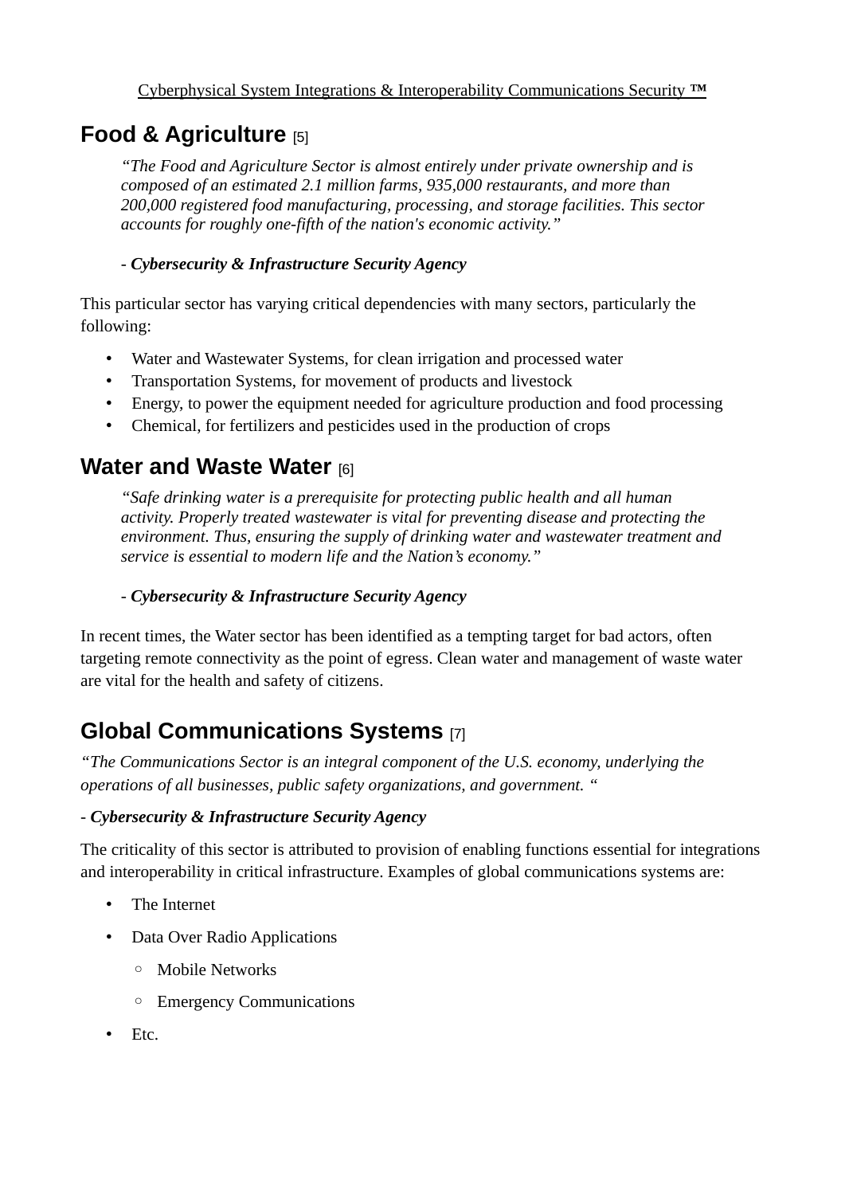## Food & Agriculture [5]

> *"The Food and Agriculture Sector is almost entirely under private ownership and is composed of an estimated 2.1 million farms, 935,000 restaurants, and more than 200,000 registered food manufacturing, processing, and storage facilities. This sector accounts for roughly one-fifth of the nation's economic activity."*
>
> - ***Cybersecurity & Infrastructure Security Agency***

This particular sector has varying critical dependencies with many sectors, particularly the following:

- Water and Wastewater Systems, for clean irrigation and processed water
- Transportation Systems, for movement of products and livestock
- Energy, to power the equipment needed for agriculture production and food processing
- Chemical, for fertilizers and pesticides used in the production of crops

## Water and Waste Water [6]

> *"Safe drinking water is a prerequisite for protecting public health and all human activity. Properly treated wastewater is vital for preventing disease and protecting the environment. Thus, ensuring the supply of drinking water and wastewater treatment and service is essential to modern life and the Nation's economy."*
>
> - ***Cybersecurity & Infrastructure Security Agency***

In recent times, the Water sector has been identified as a tempting target for bad actors, often targeting remote connectivity as the point of egress. Clean water and management of waste water are vital for the health and safety of citizens.

## Global Communications Systems [7]

*"The Communications Sector is an integral component of the U.S. economy, underlying the operations of all businesses, public safety organizations, and government. "*

- ***Cybersecurity & Infrastructure Security Agency***

The criticality of this sector is attributed to provision of enabling functions essential for integrations and interoperability in critical infrastructure. Examples of global communications systems are:

- The Internet
- Data Over Radio Applications
  - Mobile Networks
  - Emergency Communications
- Etc.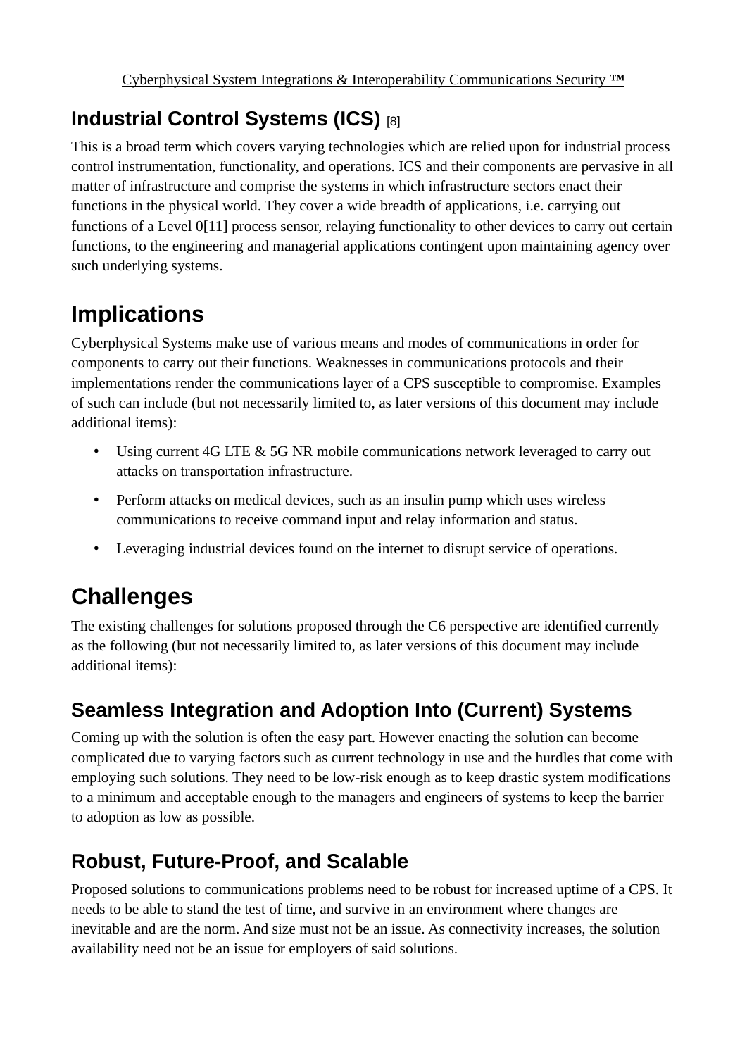## Industrial Control Systems (ICS) [8]

This is a broad term which covers varying technologies which are relied upon for industrial process control instrumentation, functionality, and operations. ICS and their components are pervasive in all matter of infrastructure and comprise the systems in which infrastructure sectors enact their functions in the physical world. They cover a wide breadth of applications, i.e. carrying out functions of a Level 0[11] process sensor, relaying functionality to other devices to carry out certain functions, to the engineering and managerial applications contingent upon maintaining agency over such underlying systems.

# Implications

Cyberphysical Systems make use of various means and modes of communications in order for components to carry out their functions. Weaknesses in communications protocols and their implementations render the communications layer of a CPS susceptible to compromise. Examples of such can include (but not necessarily limited to, as later versions of this document may include additional items):

- Using current 4G LTE & 5G NR mobile communications network leveraged to carry out attacks on transportation infrastructure.
- Perform attacks on medical devices, such as an insulin pump which uses wireless communications to receive command input and relay information and status.
- Leveraging industrial devices found on the internet to disrupt service of operations.

# Challenges

The existing challenges for solutions proposed through the C6 perspective are identified currently as the following (but not necessarily limited to, as later versions of this document may include additional items):

## Seamless Integration and Adoption Into (Current) Systems

Coming up with the solution is often the easy part. However enacting the solution can become complicated due to varying factors such as current technology in use and the hurdles that come with employing such solutions. They need to be low-risk enough as to keep drastic system modifications to a minimum and acceptable enough to the managers and engineers of systems to keep the barrier to adoption as low as possible.

## Robust, Future-Proof, and Scalable

Proposed solutions to communications problems need to be robust for increased uptime of a CPS. It needs to be able to stand the test of time, and survive in an environment where changes are inevitable and are the norm. And size must not be an issue. As connectivity increases, the solution availability need not be an issue for employers of said solutions.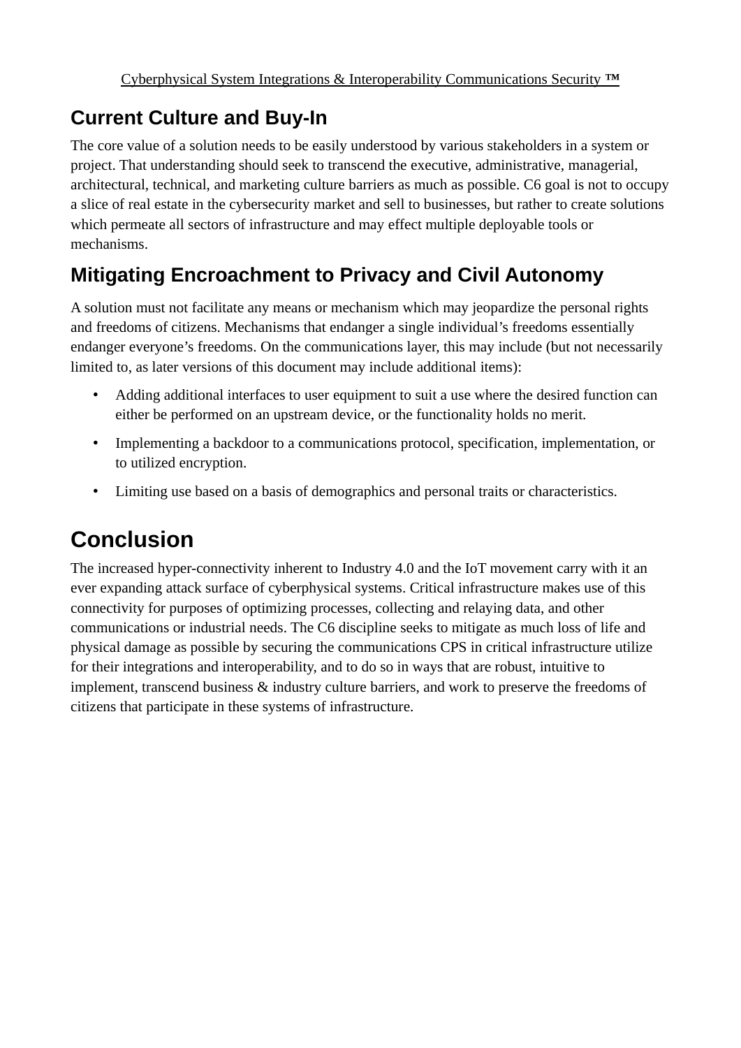## Current Culture and Buy-In

The core value of a solution needs to be easily understood by various stakeholders in a system or project. That understanding should seek to transcend the executive, administrative, managerial, architectural, technical, and marketing culture barriers as much as possible. C6 goal is not to occupy a slice of real estate in the cybersecurity market and sell to businesses, but rather to create solutions which permeate all sectors of infrastructure and may effect multiple deployable tools or mechanisms.

## Mitigating Encroachment to Privacy and Civil Autonomy

A solution must not facilitate any means or mechanism which may jeopardize the personal rights and freedoms of citizens. Mechanisms that endanger a single individual's freedoms essentially endanger everyone's freedoms. On the communications layer, this may include (but not necessarily limited to, as later versions of this document may include additional items):

- Adding additional interfaces to user equipment to suit a use where the desired function can either be performed on an upstream device, or the functionality holds no merit.
- Implementing a backdoor to a communications protocol, specification, implementation, or to utilized encryption.
- Limiting use based on a basis of demographics and personal traits or characteristics.

# Conclusion

The increased hyper-connectivity inherent to Industry 4.0 and the IoT movement carry with it an ever expanding attack surface of cyberphysical systems. Critical infrastructure makes use of this connectivity for purposes of optimizing processes, collecting and relaying data, and other communications or industrial needs. The C6 discipline seeks to mitigate as much loss of life and physical damage as possible by securing the communications CPS in critical infrastructure utilize for their integrations and interoperability, and to do so in ways that are robust, intuitive to implement, transcend business & industry culture barriers, and work to preserve the freedoms of citizens that participate in these systems of infrastructure.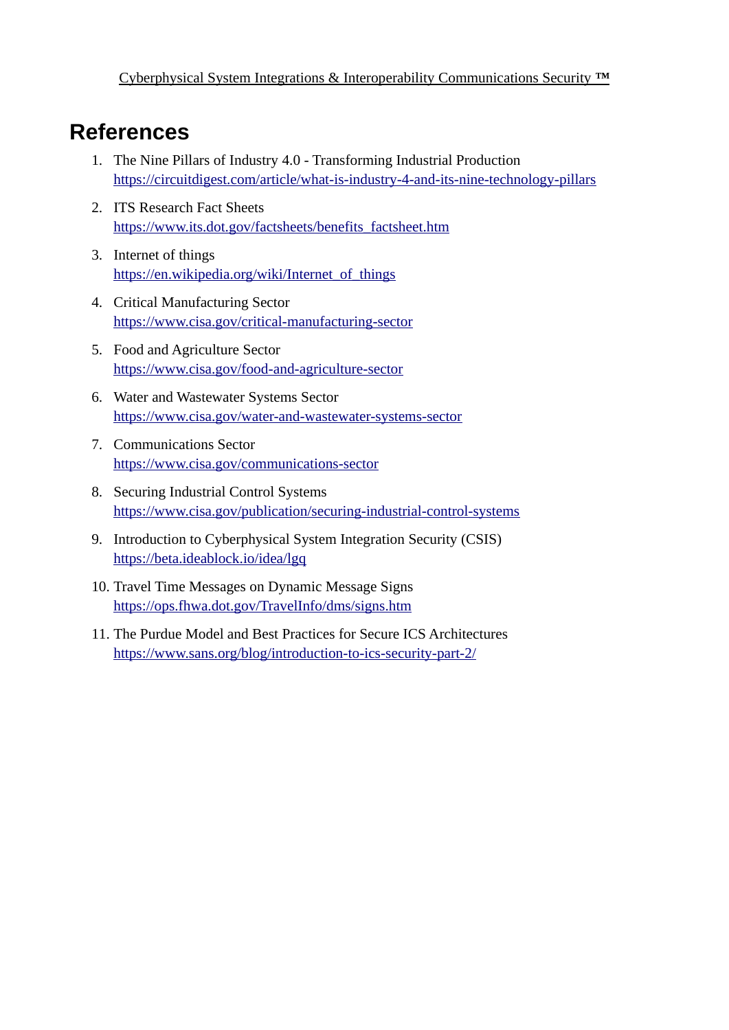# References

1. The Nine Pillars of Industry 4.0 - Transforming Industrial Production
   https://circuitdigest.com/article/what-is-industry-4-and-its-nine-technology-pillars

2. ITS Research Fact Sheets
   https://www.its.dot.gov/factsheets/benefits_factsheet.htm

3. Internet of things
   https://en.wikipedia.org/wiki/Internet_of_things

4. Critical Manufacturing Sector
   https://www.cisa.gov/critical-manufacturing-sector

5. Food and Agriculture Sector
   https://www.cisa.gov/food-and-agriculture-sector

6. Water and Wastewater Systems Sector
   https://www.cisa.gov/water-and-wastewater-systems-sector

7. Communications Sector
   https://www.cisa.gov/communications-sector

8. Securing Industrial Control Systems
   https://www.cisa.gov/publication/securing-industrial-control-systems

9. Introduction to Cyberphysical System Integration Security (CSIS)
   https://beta.ideablock.io/idea/lgq

10. Travel Time Messages on Dynamic Message Signs
    https://ops.fhwa.dot.gov/TravelInfo/dms/signs.htm

11. The Purdue Model and Best Practices for Secure ICS Architectures
    https://www.sans.org/blog/introduction-to-ics-security-part-2/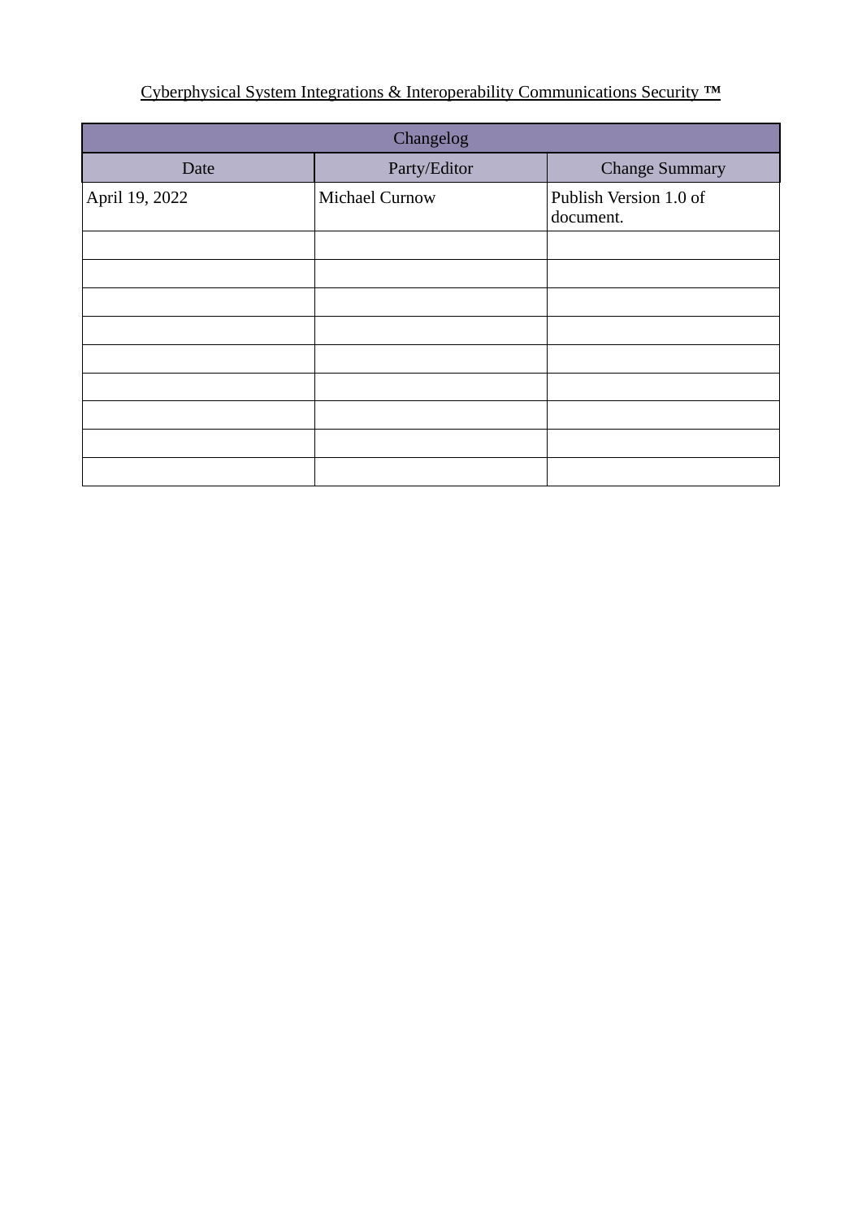| Changelog | | |
|---|---|---|
| Date | Party/Editor | Change Summary |
| April 19, 2022 | Michael Curnow | Publish Version 1.0 of document. |
| | | |
| | | |
| | | |
| | | |
| | | |
| | | |
| | | |
| | | |
| | | |